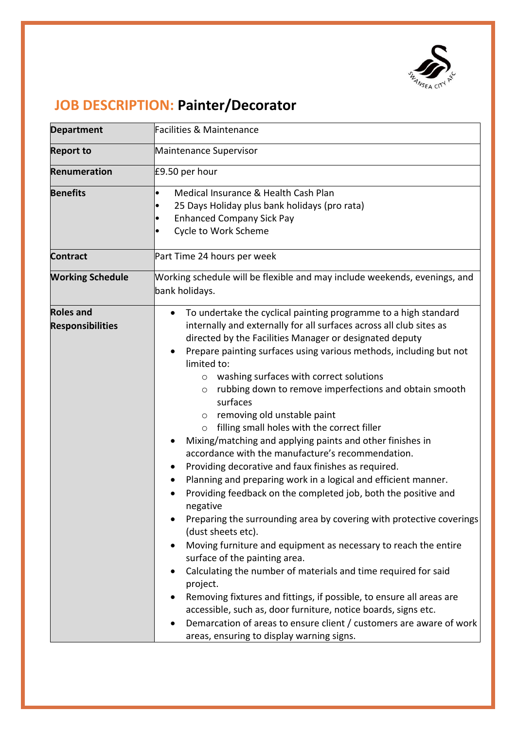# JOB DESCRIPTION: Painter/Decorator

| | |
|---|---|
| **Department** | Facilities & Maintenance |
| **Report to** | Maintenance Supervisor |
| **Renumeration** | £9.50 per hour |
| **Benefits** | • Medical Insurance & Health Cash Plan<br>• 25 Days Holiday plus bank holidays (pro rata)<br>• Enhanced Company Sick Pay<br>• Cycle to Work Scheme |
| **Contract** | Part Time 24 hours per week |
| **Working Schedule** | Working schedule will be flexible and may include weekends, evenings, and bank holidays. |
| **Roles and Responsibilities** | • To undertake the cyclical painting programme to a high standard internally and externally for all surfaces across all club sites as directed by the Facilities Manager or designated deputy<br>• Prepare painting surfaces using various methods, including but not limited to:<br>&nbsp;&nbsp;&nbsp;&nbsp;○ washing surfaces with correct solutions<br>&nbsp;&nbsp;&nbsp;&nbsp;○ rubbing down to remove imperfections and obtain smooth surfaces<br>&nbsp;&nbsp;&nbsp;&nbsp;○ removing old unstable paint<br>&nbsp;&nbsp;&nbsp;&nbsp;○ filling small holes with the correct filler<br>• Mixing/matching and applying paints and other finishes in accordance with the manufacture's recommendation.<br>• Providing decorative and faux finishes as required.<br>• Planning and preparing work in a logical and efficient manner.<br>• Providing feedback on the completed job, both the positive and negative<br>• Preparing the surrounding area by covering with protective coverings (dust sheets etc).<br>• Moving furniture and equipment as necessary to reach the entire surface of the painting area.<br>• Calculating the number of materials and time required for said project.<br>• Removing fixtures and fittings, if possible, to ensure all areas are accessible, such as, door furniture, notice boards, signs etc.<br>• Demarcation of areas to ensure client / customers are aware of work areas, ensuring to display warning signs. |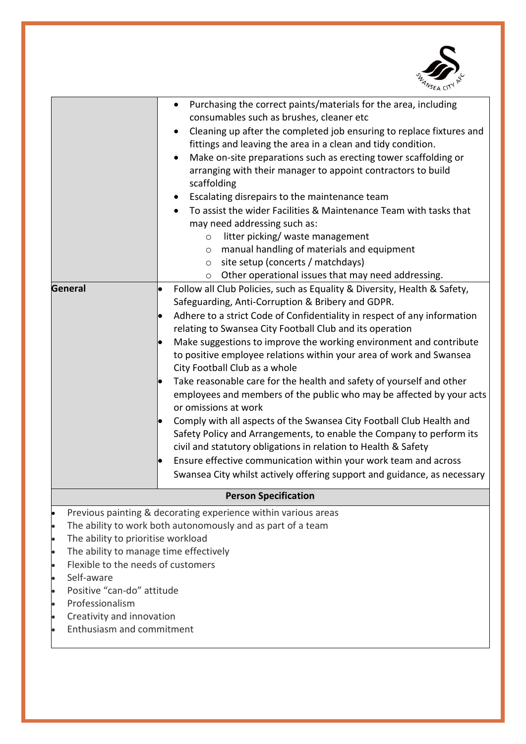| | |
|---|---|
| | • Purchasing the correct paints/materials for the area, including consumables such as brushes, cleaner etc<br>• Cleaning up after the completed job ensuring to replace fixtures and fittings and leaving the area in a clean and tidy condition.<br>• Make on-site preparations such as erecting tower scaffolding or arranging with their manager to appoint contractors to build scaffolding<br>• Escalating disrepairs to the maintenance team<br>• To assist the wider Facilities & Maintenance Team with tasks that may need addressing such as:<br>&nbsp;&nbsp;&nbsp;&nbsp;○ litter picking/ waste management<br>&nbsp;&nbsp;&nbsp;&nbsp;○ manual handling of materials and equipment<br>&nbsp;&nbsp;&nbsp;&nbsp;○ site setup (concerts / matchdays)<br>&nbsp;&nbsp;&nbsp;&nbsp;○ Other operational issues that may need addressing. |
| **General** | • Follow all Club Policies, such as Equality & Diversity, Health & Safety, Safeguarding, Anti-Corruption & Bribery and GDPR.<br>• Adhere to a strict Code of Confidentiality in respect of any information relating to Swansea City Football Club and its operation<br>• Make suggestions to improve the working environment and contribute to positive employee relations within your area of work and Swansea City Football Club as a whole<br>• Take reasonable care for the health and safety of yourself and other employees and members of the public who may be affected by your acts or omissions at work<br>• Comply with all aspects of the Swansea City Football Club Health and Safety Policy and Arrangements, to enable the Company to perform its civil and statutory obligations in relation to Health & Safety<br>• Ensure effective communication within your work team and across Swansea City whilst actively offering support and guidance, as necessary |

**Person Specification**

- Previous painting & decorating experience within various areas
- The ability to work both autonomously and as part of a team
- The ability to prioritise workload
- The ability to manage time effectively
- Flexible to the needs of customers
- Self-aware
- Positive "can-do" attitude
- Professionalism
- Creativity and innovation
- Enthusiasm and commitment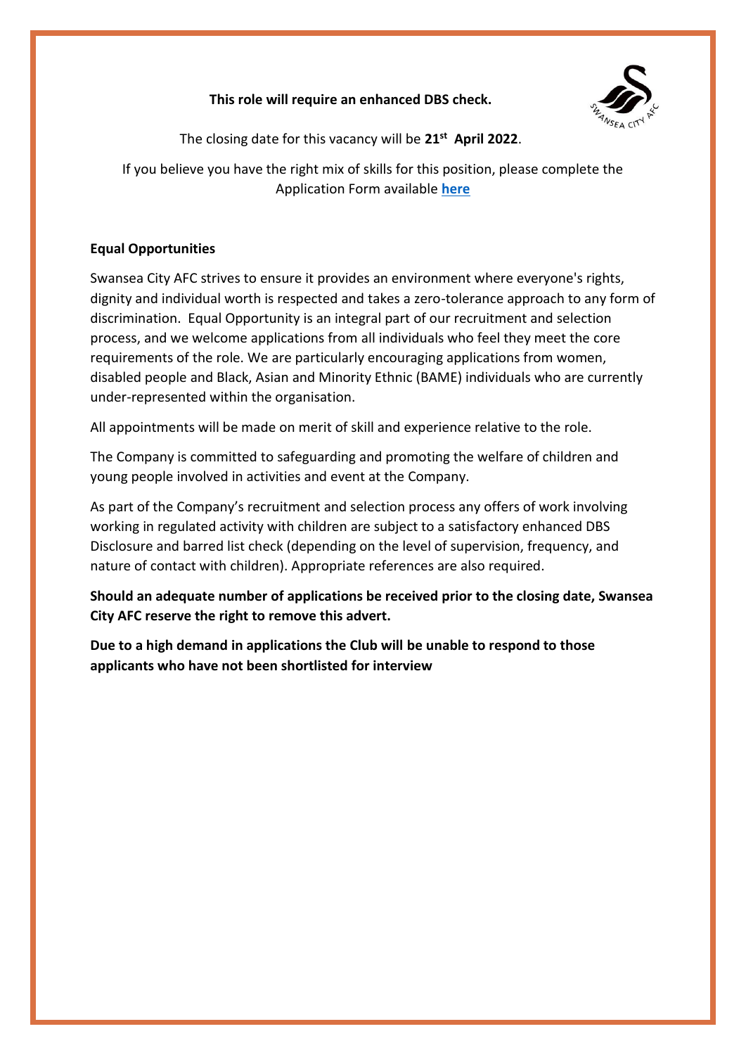**This role will require an enhanced DBS check.**

The closing date for this vacancy will be **21st April 2022**.

If you believe you have the right mix of skills for this position, please complete the Application Form available **here**

**Equal Opportunities**

Swansea City AFC strives to ensure it provides an environment where everyone's rights, dignity and individual worth is respected and takes a zero-tolerance approach to any form of discrimination. Equal Opportunity is an integral part of our recruitment and selection process, and we welcome applications from all individuals who feel they meet the core requirements of the role. We are particularly encouraging applications from women, disabled people and Black, Asian and Minority Ethnic (BAME) individuals who are currently under-represented within the organisation.

All appointments will be made on merit of skill and experience relative to the role.

The Company is committed to safeguarding and promoting the welfare of children and young people involved in activities and event at the Company.

As part of the Company's recruitment and selection process any offers of work involving working in regulated activity with children are subject to a satisfactory enhanced DBS Disclosure and barred list check (depending on the level of supervision, frequency, and nature of contact with children). Appropriate references are also required.

**Should an adequate number of applications be received prior to the closing date, Swansea City AFC reserve the right to remove this advert.**

**Due to a high demand in applications the Club will be unable to respond to those applicants who have not been shortlisted for interview**